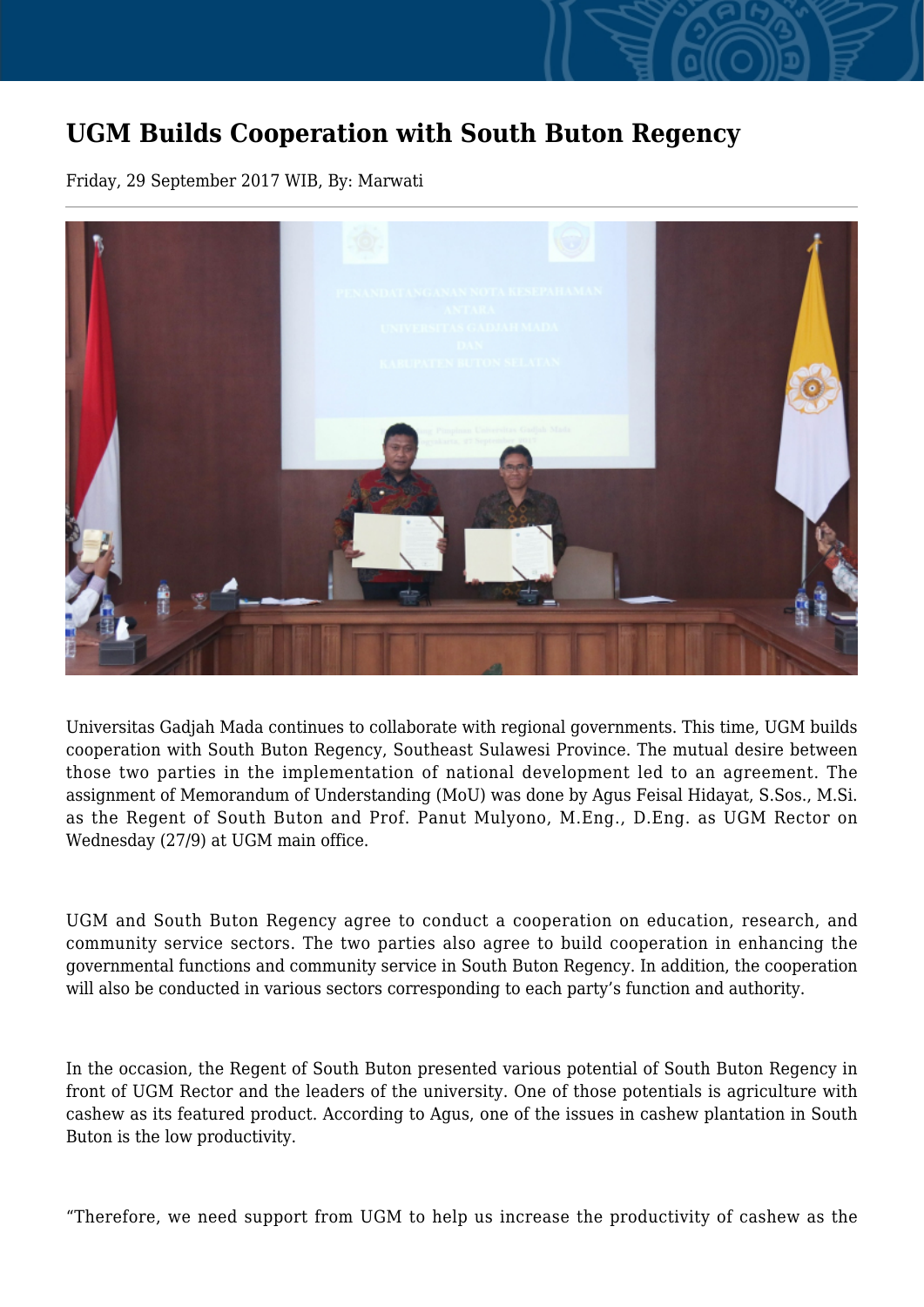# UGM Builds Cooperation with South Buton Regency

Friday, 29 September 2017 WIB, By: Marwati

Universitas Gadjah Mada continues to collaborate with regional governments. This time, UGM builds cooperation with South Buton Regency, Southeast Sulawesi Province. The mutual desire between those two parties in the implementation of national development led to an agreement. The assignment of Memorandum of Understanding (MoU) was done by Agus Feisal Hidayat, S.Sos., M.Si. as the Regent of South Buton and Prof. Panut Mulyono, M.Eng., D.Eng. as UGM Rector on Wednesday (27/9) at UGM main office.

UGM and South Buton Regency agree to conduct a cooperation on education, research, and community service sectors. The two parties also agree to build cooperation in enhancing the governmental functions and community service in South Buton Regency. In addition, the cooperation will also be conducted in various sectors corresponding to each party's function and authority.

In the occasion, the Regent of South Buton presented various potential of South Buton Regency in front of UGM Rector and the leaders of the university. One of those potentials is agriculture with cashew as its featured product. According to Agus, one of the issues in cashew plantation in South Buton is the low productivity.

"Therefore, we need support from UGM to help us increase the productivity of cashew as the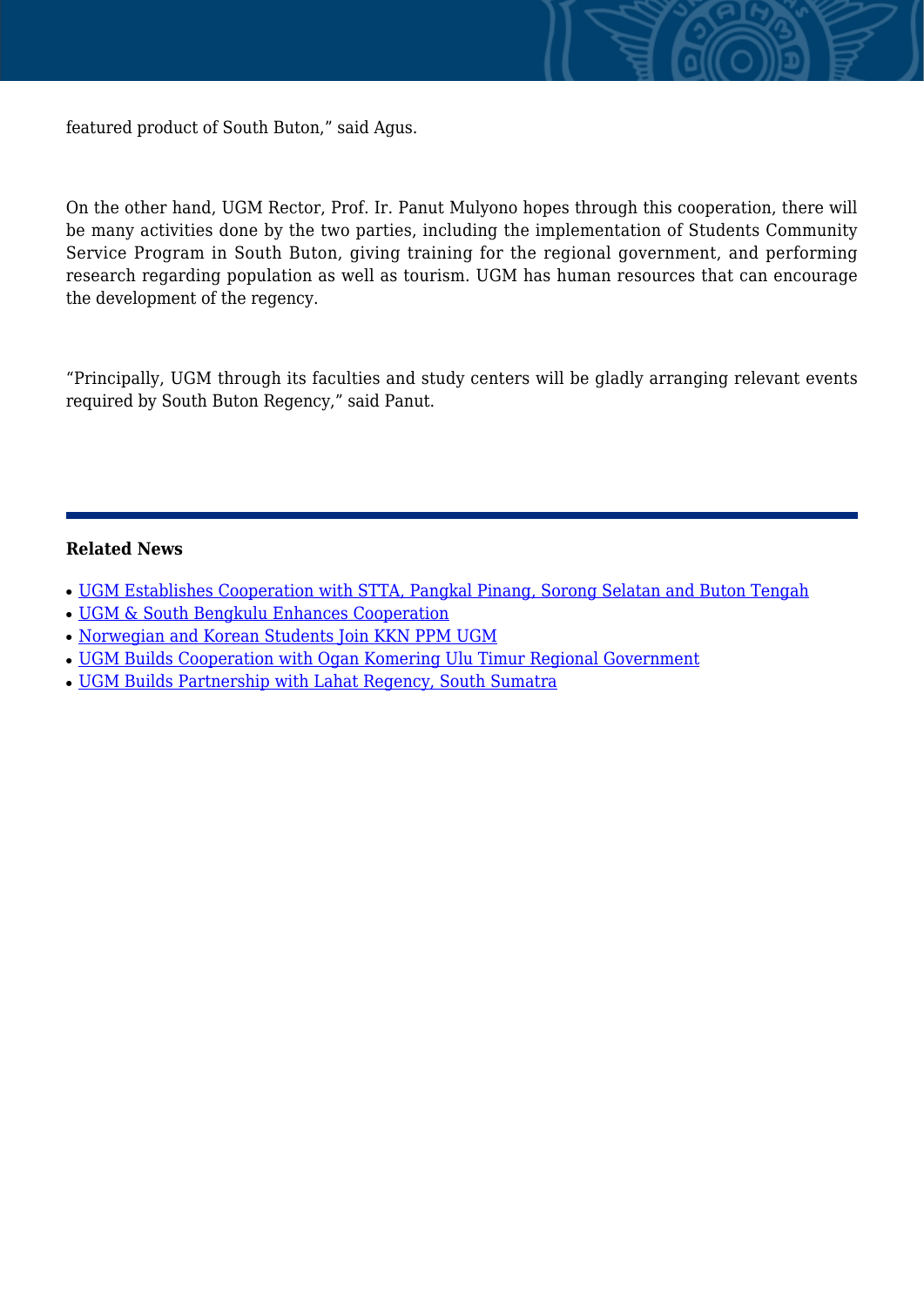featured product of South Buton," said Agus.

On the other hand, UGM Rector, Prof. Ir. Panut Mulyono hopes through this cooperation, there will be many activities done by the two parties, including the implementation of Students Community Service Program in South Buton, giving training for the regional government, and performing research regarding population as well as tourism. UGM has human resources that can encourage the development of the regency.

"Principally, UGM through its faculties and study centers will be gladly arranging relevant events required by South Buton Regency," said Panut.

---

**Related News**

- UGM Establishes Cooperation with STTA, Pangkal Pinang, Sorong Selatan and Buton Tengah
- UGM & South Bengkulu Enhances Cooperation
- Norwegian and Korean Students Join KKN PPM UGM
- UGM Builds Cooperation with Ogan Komering Ulu Timur Regional Government
- UGM Builds Partnership with Lahat Regency, South Sumatra